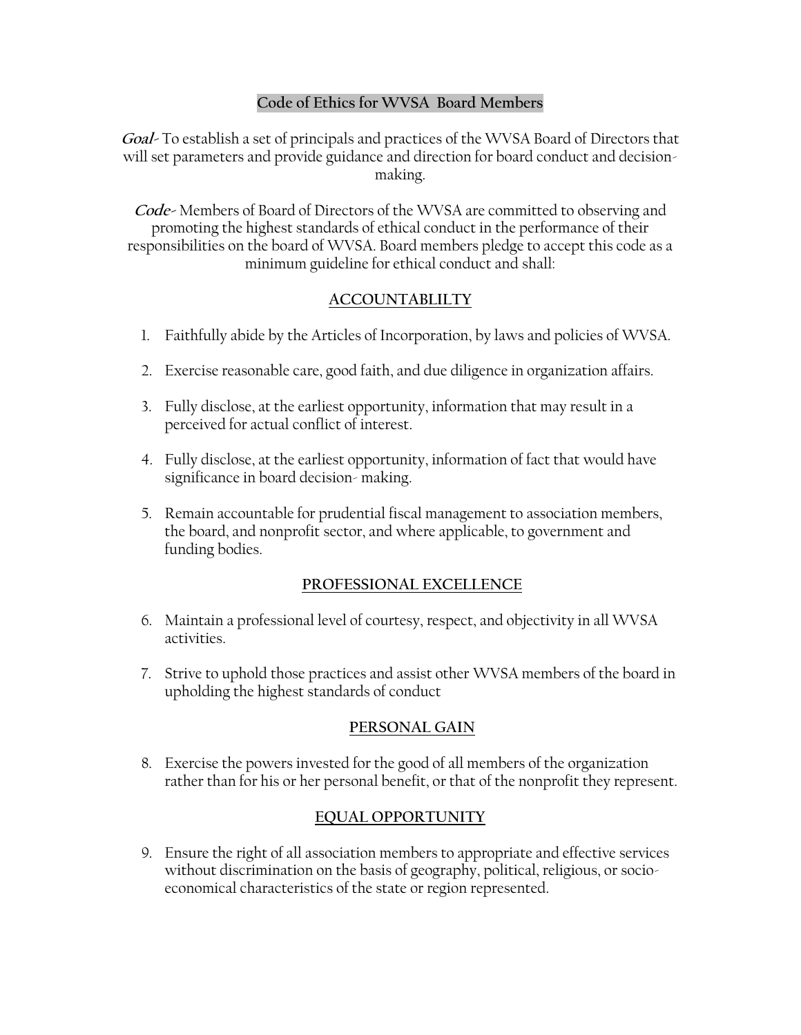# Code of Ethics for WVSA Board Members

***Goal-*** To establish a set of principals and practices of the WVSA Board of Directors that will set parameters and provide guidance and direction for board conduct and decision-making.

***Code-*** Members of Board of Directors of the WVSA are committed to observing and promoting the highest standards of ethical conduct in the performance of their responsibilities on the board of WVSA. Board members pledge to accept this code as a minimum guideline for ethical conduct and shall:

## ACCOUNTABLILTY

1. Faithfully abide by the Articles of Incorporation, by laws and policies of WVSA.
2. Exercise reasonable care, good faith, and due diligence in organization affairs.
3. Fully disclose, at the earliest opportunity, information that may result in a perceived for actual conflict of interest.
4. Fully disclose, at the earliest opportunity, information of fact that would have significance in board decision- making.
5. Remain accountable for prudential fiscal management to association members, the board, and nonprofit sector, and where applicable, to government and funding bodies.

## PROFESSIONAL EXCELLENCE

6. Maintain a professional level of courtesy, respect, and objectivity in all WVSA activities.
7. Strive to uphold those practices and assist other WVSA members of the board in upholding the highest standards of conduct

## PERSONAL GAIN

8. Exercise the powers invested for the good of all members of the organization rather than for his or her personal benefit, or that of the nonprofit they represent.

## EQUAL OPPORTUNITY

9. Ensure the right of all association members to appropriate and effective services without discrimination on the basis of geography, political, religious, or socio-economical characteristics of the state or region represented.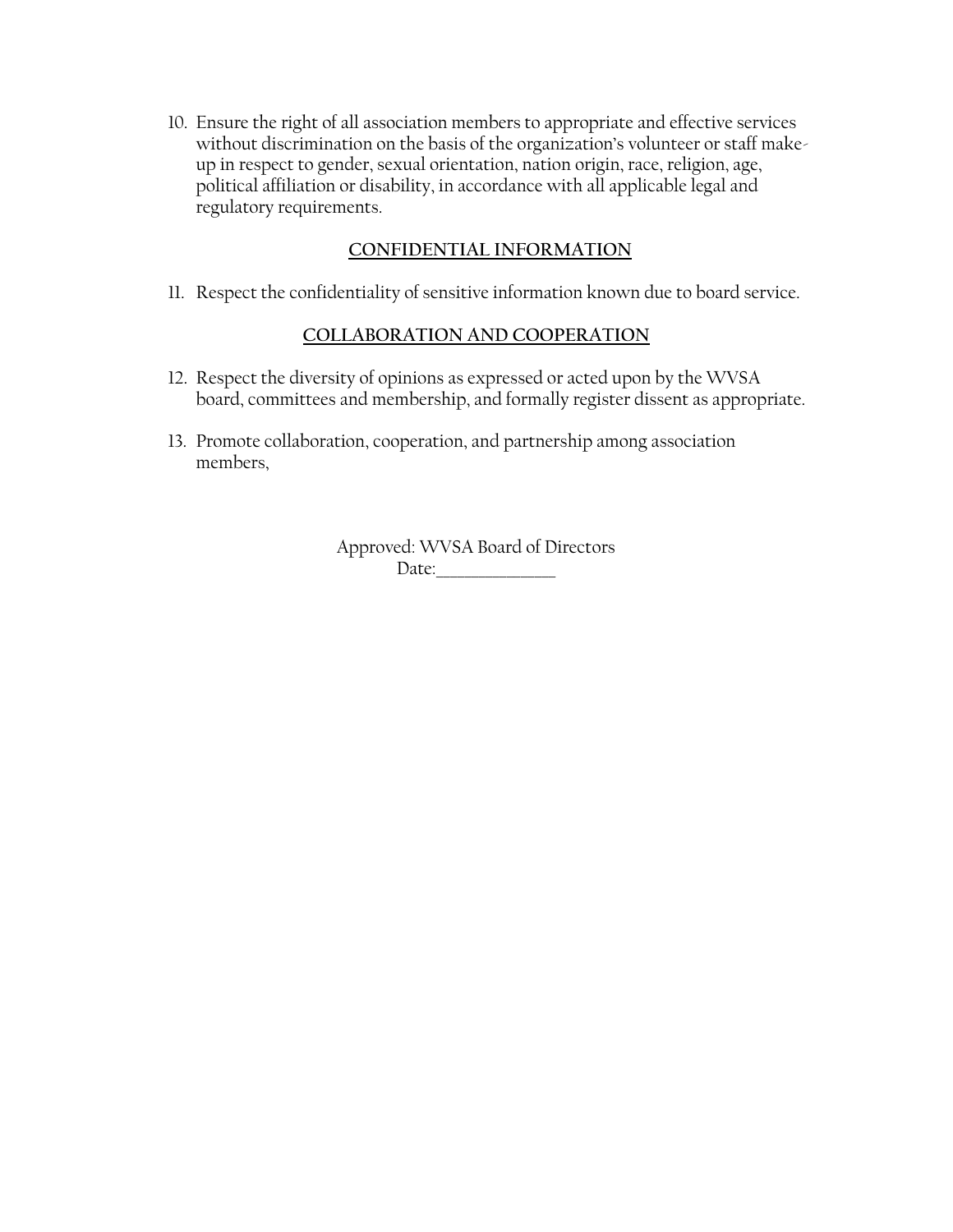10. Ensure the right of all association members to appropriate and effective services without discrimination on the basis of the organization's volunteer or staff make-up in respect to gender, sexual orientation, nation origin, race, religion, age, political affiliation or disability, in accordance with all applicable legal and regulatory requirements.

## CONFIDENTIAL INFORMATION

11. Respect the confidentiality of sensitive information known due to board service.

## COLLABORATION AND COOPERATION

12. Respect the diversity of opinions as expressed or acted upon by the WVSA board, committees and membership, and formally register dissent as appropriate.

13. Promote collaboration, cooperation, and partnership among association members,

Approved: WVSA Board of Directors
Date:_______________